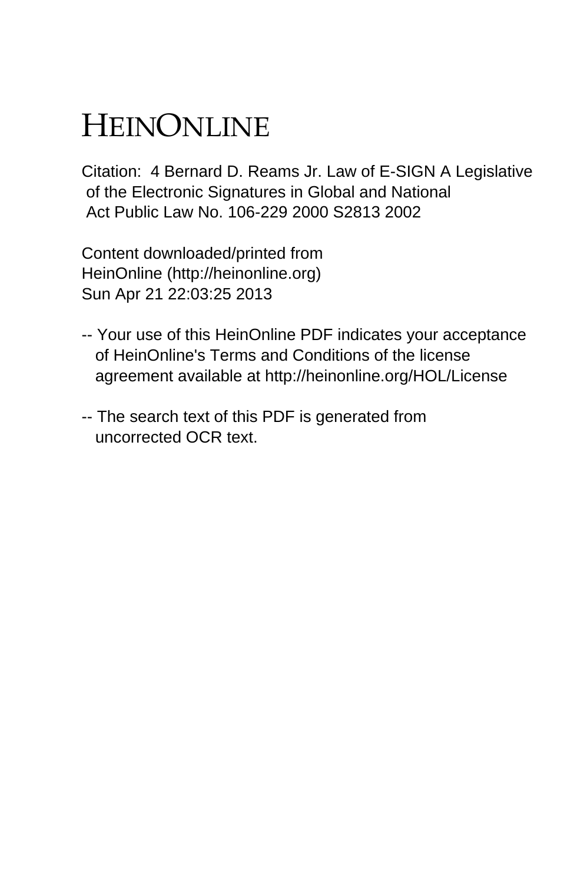# HEINONLINE

Citation: 4 Bernard D. Reams Jr. Law of E-SIGN A Legislative of the Electronic Signatures in Global and National Act Public Law No. 106-229 2000 S2813 2002

Content downloaded/printed from
HeinOnline (http://heinonline.org)
Sun Apr 21 22:03:25 2013

-- Your use of this HeinOnline PDF indicates your acceptance of HeinOnline's Terms and Conditions of the license agreement available at http://heinonline.org/HOL/License

-- The search text of this PDF is generated from uncorrected OCR text.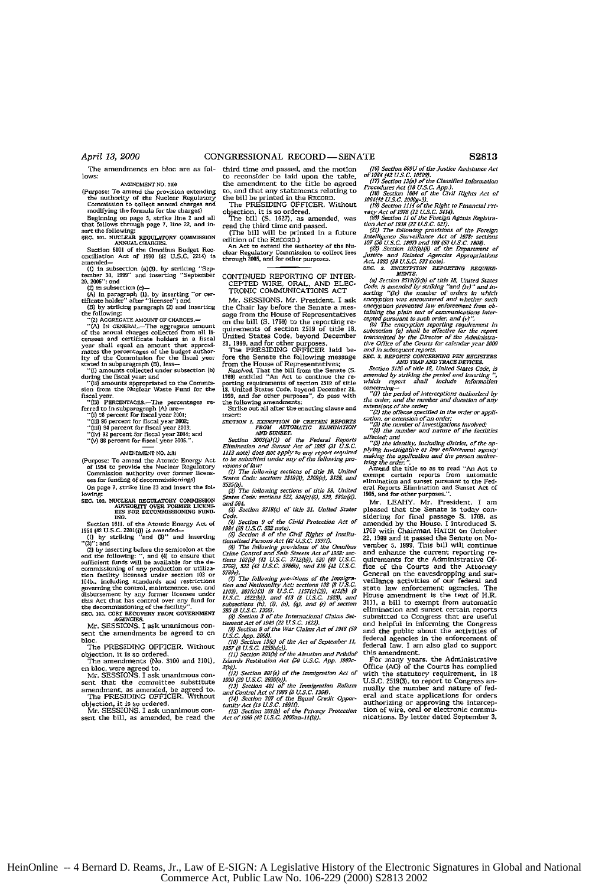The amendments en bloc are as follows:

AMENDMENT NO. 3100

(Purpose: To amend the provision extending the authority of the Nuclear Regulatory Commission to collect annual charges and modifying the formula for the charges)

Beginning on page 5, strike line 2 and all that follows through page 7, line 22, and insert the following:

**SEC. 101. NUCLEAR REGULATORY COMMISSION ANNUAL CHARGES.**

Section 6101 of the Omnibus Budget Reconciliation Act of 1990 (42 U.S.C. 2214) is amended—

(1) in subsection (a)(3), by striking "September 30, 1999" and inserting "September 30, 2005"; and

(2) in subsection (c)—

(A) in paragraph (1), by inserting "or certificate holder" after "licensee"; and

(B) by striking paragraph (2) and inserting the following:

"(2) AGGREGATE AMOUNT OF CHARGES.—

"(A) IN GENERAL.—The aggregate amount of the annual charges collected from all licensees and certificate holders in a fiscal year shall equal an amount that approximates the percentages of the budget authority of the Commission for the fiscal year stated in subparagraph (B), less—

"(i) amounts collected under subsection (b) during the fiscal year; and

"(ii) amounts appropriated to the Commission from the Nuclear Waste Fund for the fiscal year.

"(B) PERCENTAGES.—The percentages referred to in subparagraph (A) are—

"(i) 98 percent for fiscal year 2001;

"(ii) 96 percent for fiscal year 2002;

"(iii) 94 percent for fiscal year 2003;

"(iv) 92 percent for fiscal year 2004; and

"(v) 90 percent for fiscal year 2005.".

AMENDMENT NO. 3101

(Purpose: To amend the Atomic Energy Act of 1954 to provide the Nuclear Regulatory Commission authority over former licensees for funding of decommissionings)

On page 7, strike line 23 and insert the following:

**SEC. 102. NUCLEAR REGULATORY COMMISSION AUTHORITY OVER FORMER LICENSEES FOR DECOMMISSIONING FUNDING.**

Section 161i. of the Atomic Energy Act of 1954 (42 U.S.C. 2201(i)) is amended—

(1) by striking "and (3)" and inserting "(3)"; and

(2) by inserting before the semicolon at the end the following: ", and (4) to ensure that sufficient funds will be available for the decommissioning of any production or utilization facility licensed under section 103 or 104b., including standards and restrictions governing the control, maintenance, use, and disbursement by any former licensee under this Act that has control over any fund for the decommissioning of the facility".

**SEC. 103. COST RECOVERY FROM GOVERNMENT AGENCIES.**

Mr. SESSIONS. I ask unanimous consent the amendments be agreed to en bloc.

The PRESIDING OFFICER. Without objection, it is so ordered.

The amendments (No. 3100 and 3101) en bloc, were agreed to.

Mr. SESSIONS. I ask unanimous consent that the committee substitute amendment, as amended, be agreed to.

The PRESIDING OFFICER. Without objection, it is so ordered.

Mr. SESSIONS. I ask unanimous consent the bill, as amended, be read the third time and passed, and the motion to reconsider be laid upon the table, the amendment to the title be agreed to, and that any statements relating to the bill be printed in the RECORD.

The PRESIDING OFFICER. Without objection, it is so ordered.

The bill (S. 1627), as amended, was read the third time and passed.

(The bill will be printed in a future edition of the RECORD.)

An Act to extend the authority of the Nuclear Regulatory Commission to collect fees through 2005, and for other purposes.

## CONTINUED REPORTING OF INTERCEPTED WIRE, ORAL, AND ELECTRONIC COMMUNICATIONS ACT

Mr. SESSIONS. Mr. President, I ask the Chair lay before the Senate a message from the House of Representatives on the bill (S. 1769) to the reporting requirements of section 2519 of title 18, United States Code, beyond December 21, 1999, and for other purposes.

The PRESIDING OFFICER laid before the Senate the following message from the House of Representatives:

*Resolved*, That the bill from the Senate (S. 1769) entitled "An Act to continue the reporting requirements of section 2519 of title 18, United States Code, beyond December 21, 1999, and for other purposes", do pass with the following amendments:

Strike out all after the enacting clause and insert:

***SECTION 1. EXEMPTION OF CERTAIN REPORTS FROM AUTOMATIC ELIMINATION AND SUNSET.***

*Section 3003(a)(1) of the Federal Reports Elimination and Sunset Act of 1995 (31 U.S.C. 1113 note) does not apply to any report required to be submitted under any of the following provisions of law:*

*(1) The following sections of title 18, United States Code: sections 2519(3), 2709(e), 3126, and 3525(b).*

*(2) The following sections of title 28, United States Code: sections 522, 524(c)(6), 529, 589a(d), and 594.*

*(3) Section 3718(c) of title 31, United States Code.*

*(4) Section 9 of the Child Protection Act of 1984 (28 U.S.C. 522 note).*

*(5) Section 8 of the Civil Rights of Institutionalized Persons Act (42 U.S.C. 1997f).*

*(6) The following provisions of the Omnibus Crime Control and Safe Streets Act of 1968: sections 102(b) (42 U.S.C. 3712(b)), 520 (42 U.S.C. 3766), 522 (42 U.S.C. 3766b), and 810 (42 U.S.C. 3789e).*

*(7) The following provisions of the Immigration and Nationality Act: sections 103 (8 U.S.C. 1103), 207(c)(3) (8 U.S.C. 1157(c)(3)), 412(b) (8 U.S.C. 1522(b)), and 413 (8 U.S.C. 1523), and subsections (h), (l), (o), (q), and (r) of section 286 (8 U.S.C. 1356).*

*(8) Section 3 of the International Claims Settlement Act of 1949 (22 U.S.C. 1622).*

*(9) Section 9 of the War Claims Act of 1948 (50 U.S.C. App. 2008).*

*(10) Section 13(c) of the Act of September 11, 1957 (8 U.S.C. 1255b(c)).*

*(11) Section 203(b) of the Aleutian and Pribilof Islands Restitution Act (50 U.S.C. App. 1989c-2(b)).*

*(12) Section 801(e) of the Immigration Act of 1990 (29 U.S.C. 2920(e)).*

*(13) Section 401 of the Immigration Reform and Control Act of 1986 (8 U.S.C. 1364).*

*(14) Section 707 of the Equal Credit Opportunity Act (15 U.S.C. 1691f).*

*(15) Section 201(b) of the Privacy Protection Act of 1980 (42 U.S.C. 2000aa-11(b)).*

*(16) Section 609U of the Justice Assistance Act of 1984 (42 U.S.C. 10509).*

*(17) Section 13(a) of the Classified Information Procedures Act (18 U.S.C. App.).*

*(18) Section 1004 of the Civil Rights Act of 1964 (42 U.S.C. 2000g-3).*

*(19) Section 1114 of the Right to Financial Privacy Act of 1978 (12 U.S.C. 3414).*

*(20) Section 11 of the Foreign Agents Registration Act of 1938 (22 U.S.C. 621).*

*(21) The following provisions of the Foreign Intelligence Surveillance Act of 1978: sections 107 (50 U.S.C. 1807) and 108 (50 U.S.C. 1808).*

*(22) Section 102(b)(5) of the Department of Justice and Related Agencies Appropriations Act, 1993 (28 U.S.C. 533 note).*

***SEC. 2. ENCRYPTION REPORTING REQUIREMENTS.***

*(a) Section 2519(2)(b) of title 18, United States Code, is amended by striking "and (iv)" and inserting "(iv) the number of orders in which encryption was encountered and whether such encryption prevented law enforcement from obtaining the plain text of communications intercepted pursuant to such order, and (v)".*

*(b) The encryption reporting requirement in subsection (a) shall be effective for the report transmitted by the Director of the Administrative Office of the Courts for calendar year 2000 and in subsequent reports.*

***SEC. 3. REPORTS CONCERNING PEN REGISTERS AND TRAP AND TRACE DEVICES.***

*Section 3126 of title 18, United States Code, is amended by striking the period and inserting ", which report shall include information concerning—*

*"(1) the period of interceptions authorized by the order, and the number and duration of any extensions of the order;*

*"(2) the offense specified in the order or application, or extension of an order;*

*"(3) the number of investigations involved;*

*"(4) the number and nature of the facilities affected; and*

*"(5) the identity, including district, of the applying investigative or law enforcement agency making the application and the person authorizing the order.".*

Amend the title so as to read "An Act to exempt certain reports from automatic elimination and sunset pursuant to the Federal Reports Elimination and Sunset Act of 1995, and for other purposes.".

Mr. LEAHY. Mr. President, I am pleased that the Senate is today considering for final passage S. 1769, as amended by the House. I introduced S. 1769 with Chairman HATCH on October 22, 1999 and it passed the Senate on November 5, 1999. This bill will continue and enhance the current reporting requirements for the Administrative Office of the Courts and the Attorney General on the eavesdropping and surveillance activities of our federal and state law enforcement agencies. The House amendment is the text of H.R. 3111, a bill to exempt from automatic elimination and sunset certain reports submitted to Congress that are useful and helpful in informing the Congress and the public about the activities of federal agencies in the enforcement of federal law. I am also glad to support this amendment.

For many years, the Administrative Office (AO) of the Courts has complied with the statutory requirement, in 18 U.S.C. 2519(3), to report to Congress annually the number and nature of federal and state applications for orders authorizing or approving the interception of wire, oral or electronic communications. By letter dated September 3,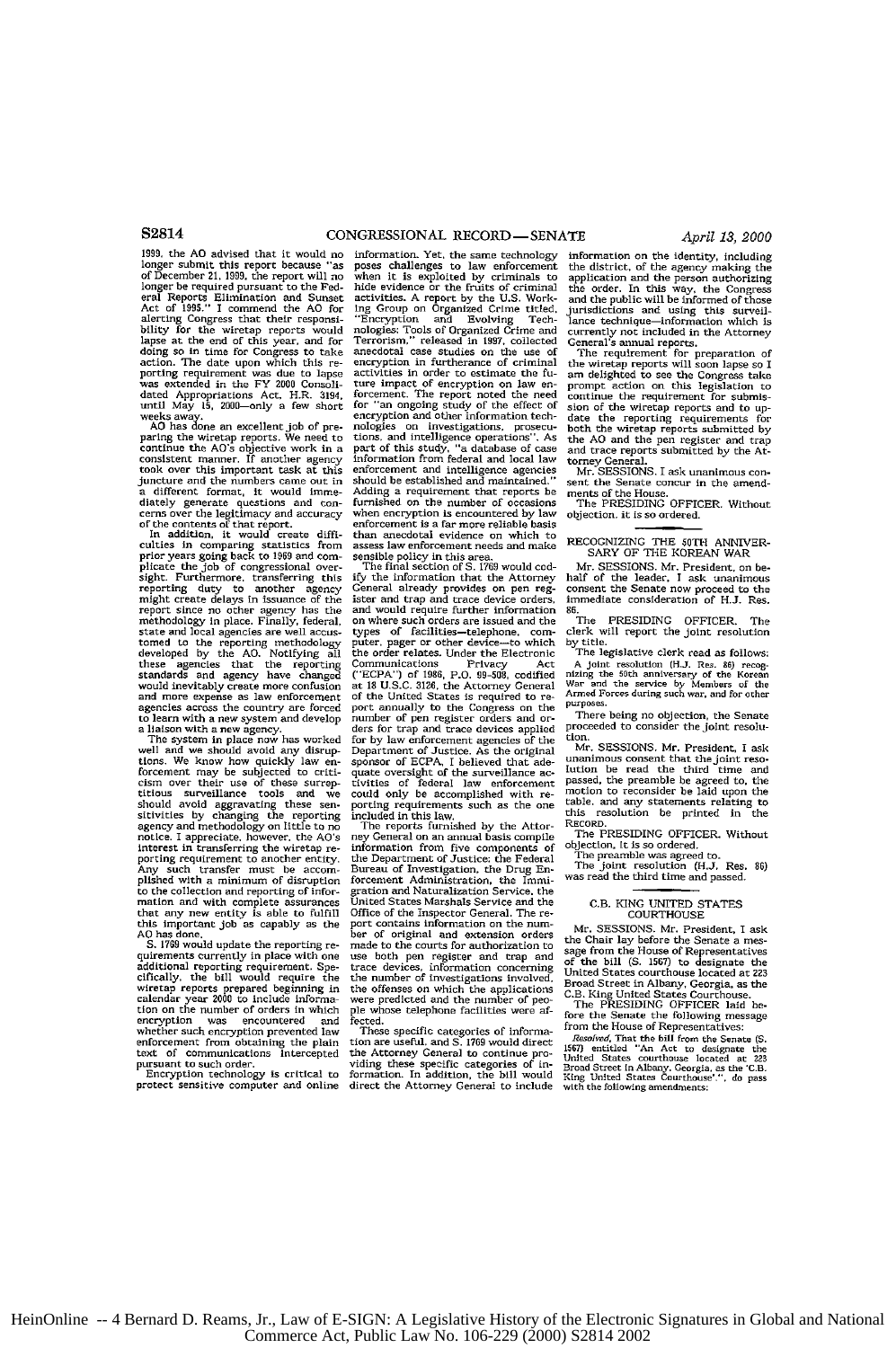1999, the AO advised that it would no longer submit this report because "as of December 21, 1999, the report will no longer be required pursuant to the Federal Reports Elimination and Sunset Act of 1995." I commend the AO for alerting Congress that their responsibility for the wiretap reports would lapse at the end of this year, and for doing so in time for Congress to take action. The date upon which this reporting requirement was due to lapse was extended in the FY 2000 Consolidated Appropriations Act, H.R. 3194, until May 15, 2000—only a few short weeks away.

AO has done an excellent job of preparing the wiretap reports. We need to continue the AO's objective work in a consistent manner. If another agency took over this important task at this juncture and the numbers came out in a different format, it would immediately generate questions and concerns over the legitimacy and accuracy of the contents of that report.

In addition, it would create difficulties in comparing statistics from prior years going back to 1969 and complicate the job of congressional oversight. Furthermore, transferring this reporting duty to another agency might create delays in issuance of the report since no other agency has the methodology in place. Finally, federal, state and local agencies are well accustomed to the reporting methodology developed by the AO. Notifying all these agencies that the reporting standards and agency have changed would inevitably create more confusion and more expense as law enforcement agencies across the country are forced to learn with a new system and develop a liaison with a new agency.

The system in place now has worked well and we should avoid any disruptions. We know how quickly law enforcement may be subjected to criticism over their use of these surreptitious surveillance tools and we should avoid aggravating these sensitivities by changing the reporting agency and methodology on little to no notice. I appreciate, however, the AO's interest in transferring the wiretap reporting requirement to another entity. Any such transfer must be accomplished with a minimum of disruption to the collection and reporting of information and with complete assurances that any new entity is able to fulfill this important job as capably as the AO has done.

S. 1769 would update the reporting requirements currently in place with one additional reporting requirement. Specifically, the bill would require the wiretap reports prepared beginning in calendar year 2000 to include information on the number of orders in which encryption was encountered and whether such encryption prevented law enforcement from obtaining the plain text of communications intercepted pursuant to such order.

Encryption technology is critical to protect sensitive computer and online information. Yet, the same technology poses challenges to law enforcement when it is exploited by criminals to hide evidence or the fruits of criminal activities. A report by the U.S. Working Group on Organized Crime titled, "Encryption and Evolving Technologies: Tools of Organized Crime and Terrorism," released in 1997, collected anecdotal case studies on the use of encryption in furtherance of criminal activities in order to estimate the future impact of encryption on law enforcement. The report noted the need for "an ongoing study of the effect of encryption and other information technologies on investigations, prosecutions, and intelligence operations". As part of this study, "a database of case information from federal and local law enforcement and intelligence agencies should be established and maintained." Adding a requirement that reports be furnished on the number of occasions when encryption is encountered by law enforcement is a far more reliable basis than anecdotal evidence on which to assess law enforcement needs and make sensible policy in this area.

The final section of S. 1769 would codify the information that the Attorney General already provides on pen register and trap and trace device orders, and would require further information on where such orders are issued and the types of facilities—telephone, computer, pager or other device—to which the order relates. Under the Electronic Communications Privacy Act ("ECPA") of 1986, P.O. 99-508, codified at 18 U.S.C. 3126, the Attorney General of the United States is required to report annually to the Congress on the number of pen register orders and orders for trap and trace devices applied for by law enforcement agencies of the Department of Justice. As the original sponsor of ECPA, I believed that adequate oversight of the surveillance activities of federal law enforcement could only be accomplished with reporting requirements such as the one included in this law.

The reports furnished by the Attorney General on an annual basis compile information from five components of the Department of Justice: the Federal Bureau of Investigation, the Drug Enforcement Administration, the Immigration and Naturalization Service, the United States Marshals Service and the Office of the Inspector General. The report contains information on the number of original and extension orders made to the courts for authorization to use both pen register and trap and trace devices, information concerning the number of investigations involved, the offenses on which the applications were predicted and the number of people whose telephone facilities were affected.

These specific categories of information are useful, and S. 1769 would direct the Attorney General to continue providing these specific categories of information. In addition, the bill would direct the Attorney General to include information on the identity, including the district, of the agency making the application and the person authorizing the order. In this way, the Congress and the public will be informed of those jurisdictions and using this surveillance technique—information which is currently not included in the Attorney General's annual reports.

The requirement for preparation of the wiretap reports will soon lapse so I am delighted to see the Congress take prompt action on this legislation to continue the requirement for submission of the wiretap reports and to update the reporting requirements for both the wiretap reports submitted by the AO and the pen register and trap and trace reports submitted by the Attorney General.

Mr. SESSIONS. I ask unanimous consent the Senate concur in the amendments of the House.

The PRESIDING OFFICER. Without objection, it is so ordered.

## RECOGNIZING THE 50TH ANNIVERSARY OF THE KOREAN WAR

Mr. SESSIONS. Mr. President, on behalf of the leader, I ask unanimous consent the Senate now proceed to the immediate consideration of H.J. Res. 86.

The PRESIDING OFFICER. The clerk will report the joint resolution by title.

The legislative clerk read as follows:

A joint resolution (H.J. Res. 86) recognizing the 50th anniversary of the Korean War and the service by Members of the Armed Forces during such war, and for other purposes.

There being no objection, the Senate proceeded to consider the joint resolution.

Mr. SESSIONS. Mr. President, I ask unanimous consent that the joint resolution be read the third time and passed, the preamble be agreed to, the motion to reconsider be laid upon the table, and any statements relating to this resolution be printed in the RECORD.

The PRESIDING OFFICER. Without objection, it is so ordered.

The preamble was agreed to.

The joint resolution (H.J. Res. 86) was read the third time and passed.

## C.B. KING UNITED STATES COURTHOUSE

Mr. SESSIONS. Mr. President, I ask the Chair lay before the Senate a message from the House of Representatives of the bill (S. 1567) to designate the United States courthouse located at 223 Broad Street in Albany, Georgia, as the C.B. King United States Courthouse.

The PRESIDING OFFICER laid before the Senate the following message from the House of Representatives:

*Resolved*, That the bill from the Senate (S. 1567) entitled "An Act to designate the United States courthouse located at 223 Broad Street in Albany, Georgia, as the 'C.B. King United States Courthouse'.", do pass with the following amendments: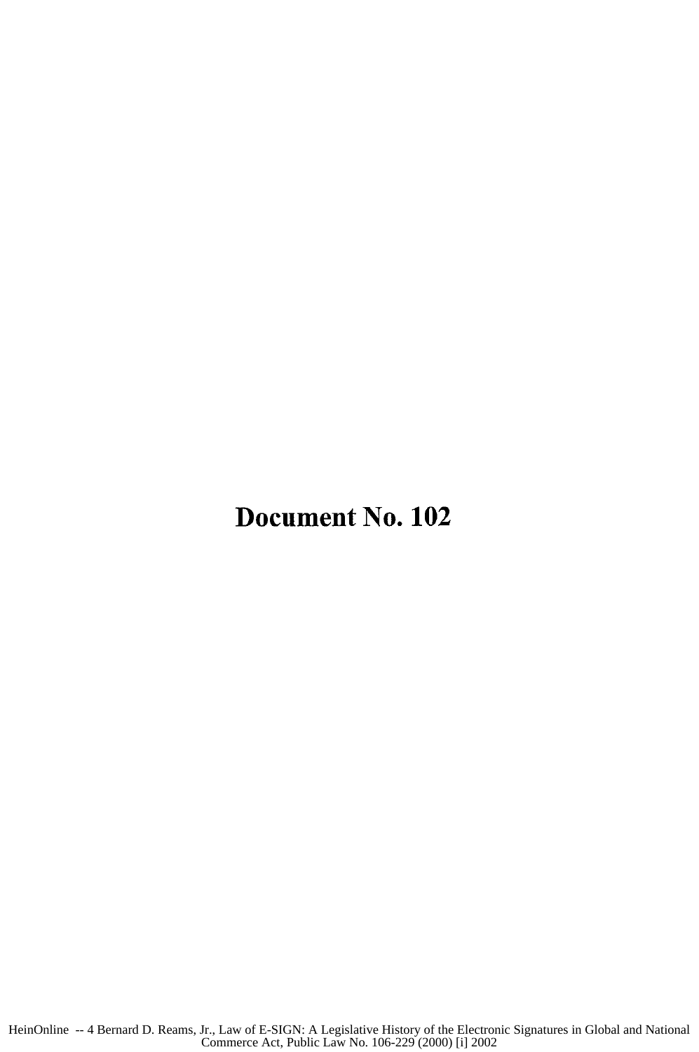# Document No. 102